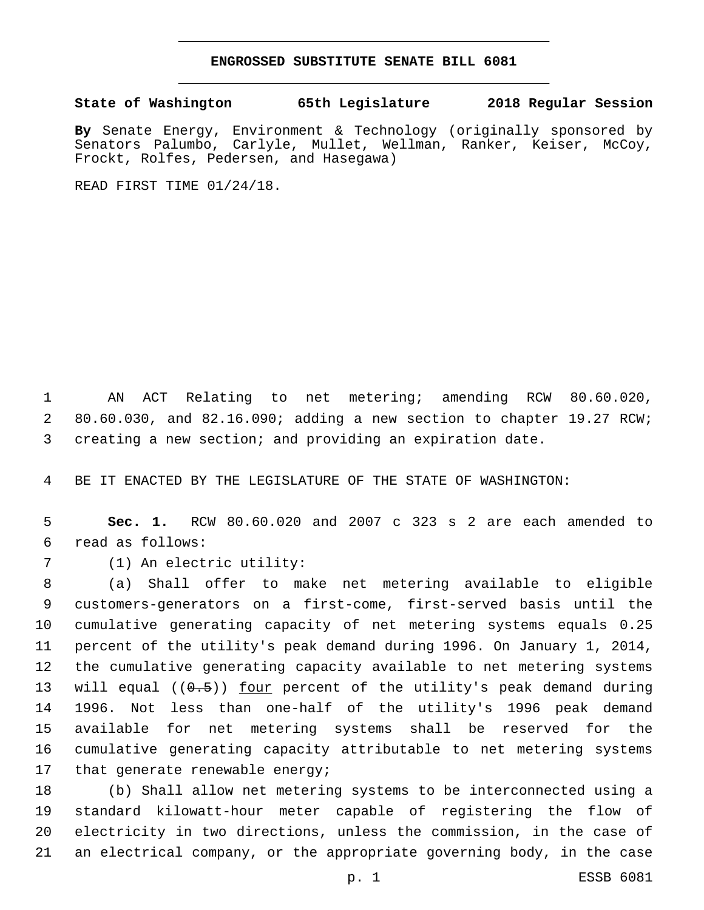# ENGROSSED SUBSTITUTE SENATE BILL 6081

**State of Washington 65th Legislature 2018 Regular Session**

**By** Senate Energy, Environment & Technology (originally sponsored by Senators Palumbo, Carlyle, Mullet, Wellman, Ranker, Keiser, McCoy, Frockt, Rolfes, Pedersen, and Hasegawa)

READ FIRST TIME 01/24/18.

AN ACT Relating to net metering; amending RCW 80.60.020, 80.60.030, and 82.16.090; adding a new section to chapter 19.27 RCW; creating a new section; and providing an expiration date.

BE IT ENACTED BY THE LEGISLATURE OF THE STATE OF WASHINGTON:

**Sec. 1.** RCW 80.60.020 and 2007 c 323 s 2 are each amended to read as follows:

(1) An electric utility:

(a) Shall offer to make net metering available to eligible customers-generators on a first-come, first-served basis until the cumulative generating capacity of net metering systems equals 0.25 percent of the utility's peak demand during 1996. On January 1, 2014, the cumulative generating capacity available to net metering systems will equal ((~~0.5~~)) <u>four</u> percent of the utility's peak demand during 1996. Not less than one-half of the utility's 1996 peak demand available for net metering systems shall be reserved for the cumulative generating capacity attributable to net metering systems that generate renewable energy;

(b) Shall allow net metering systems to be interconnected using a standard kilowatt-hour meter capable of registering the flow of electricity in two directions, unless the commission, in the case of an electrical company, or the appropriate governing body, in the case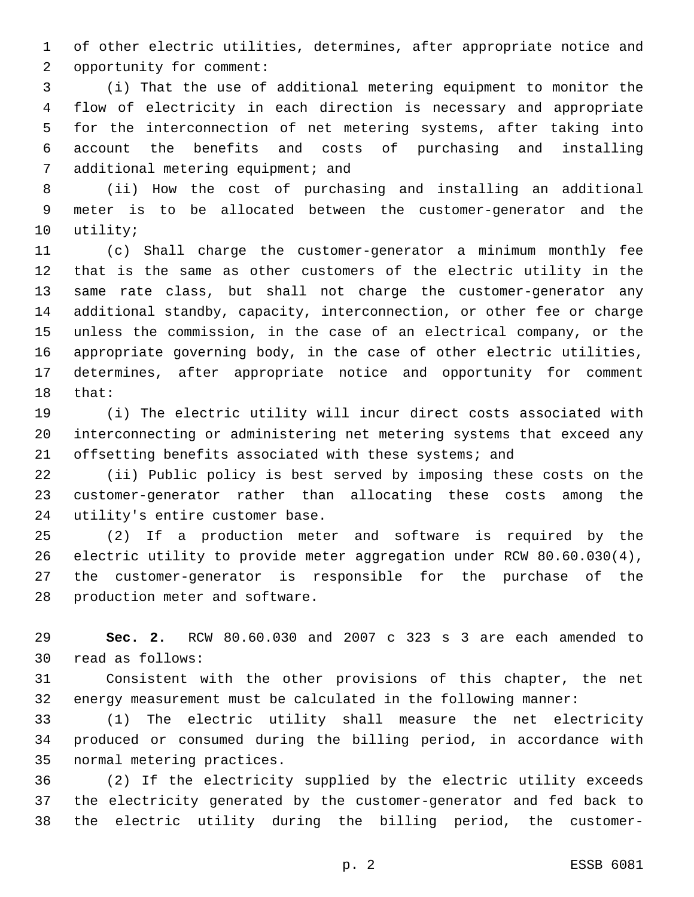of other electric utilities, determines, after appropriate notice and opportunity for comment:

(i) That the use of additional metering equipment to monitor the flow of electricity in each direction is necessary and appropriate for the interconnection of net metering systems, after taking into account the benefits and costs of purchasing and installing additional metering equipment; and

(ii) How the cost of purchasing and installing an additional meter is to be allocated between the customer-generator and the utility;

(c) Shall charge the customer-generator a minimum monthly fee that is the same as other customers of the electric utility in the same rate class, but shall not charge the customer-generator any additional standby, capacity, interconnection, or other fee or charge unless the commission, in the case of an electrical company, or the appropriate governing body, in the case of other electric utilities, determines, after appropriate notice and opportunity for comment that:

(i) The electric utility will incur direct costs associated with interconnecting or administering net metering systems that exceed any offsetting benefits associated with these systems; and

(ii) Public policy is best served by imposing these costs on the customer-generator rather than allocating these costs among the utility's entire customer base.

(2) If a production meter and software is required by the electric utility to provide meter aggregation under RCW 80.60.030(4), the customer-generator is responsible for the purchase of the production meter and software.

**Sec. 2.** RCW 80.60.030 and 2007 c 323 s 3 are each amended to read as follows:

Consistent with the other provisions of this chapter, the net energy measurement must be calculated in the following manner:

(1) The electric utility shall measure the net electricity produced or consumed during the billing period, in accordance with normal metering practices.

(2) If the electricity supplied by the electric utility exceeds the electricity generated by the customer-generator and fed back to the electric utility during the billing period, the customer-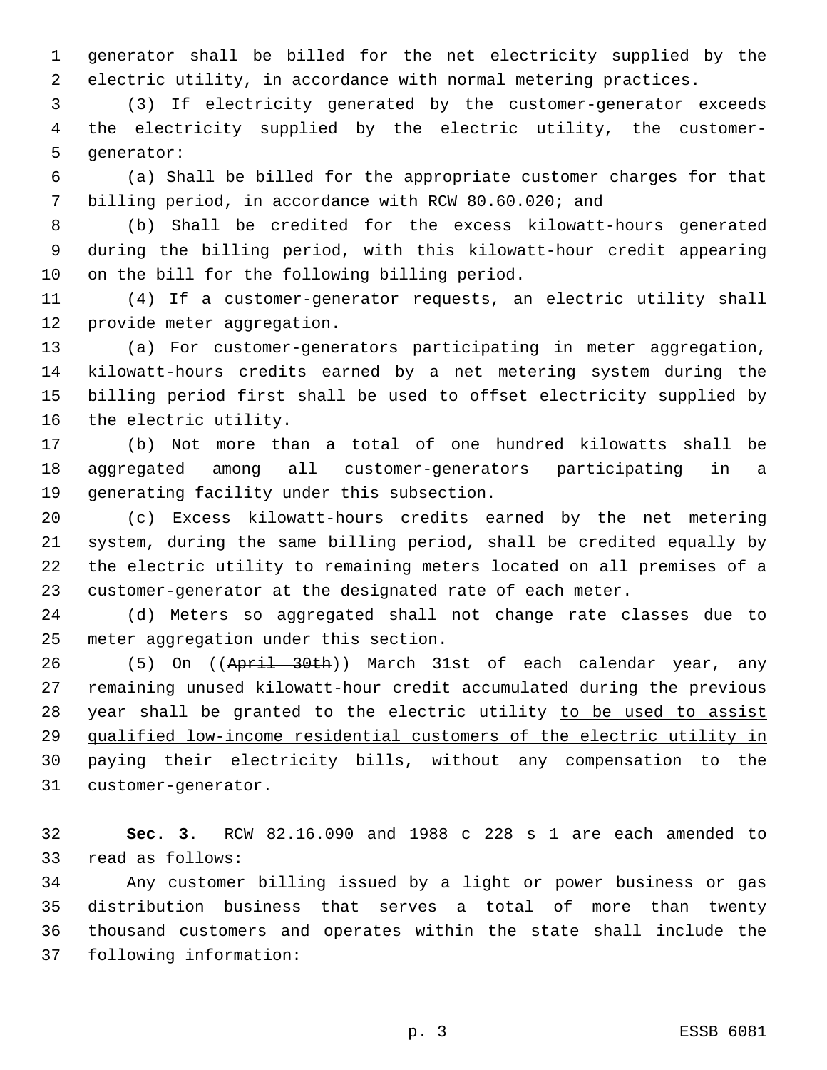generator shall be billed for the net electricity supplied by the electric utility, in accordance with normal metering practices.

(3) If electricity generated by the customer-generator exceeds the electricity supplied by the electric utility, the customer-generator:

(a) Shall be billed for the appropriate customer charges for that billing period, in accordance with RCW 80.60.020; and

(b) Shall be credited for the excess kilowatt-hours generated during the billing period, with this kilowatt-hour credit appearing on the bill for the following billing period.

(4) If a customer-generator requests, an electric utility shall provide meter aggregation.

(a) For customer-generators participating in meter aggregation, kilowatt-hours credits earned by a net metering system during the billing period first shall be used to offset electricity supplied by the electric utility.

(b) Not more than a total of one hundred kilowatts shall be aggregated among all customer-generators participating in a generating facility under this subsection.

(c) Excess kilowatt-hours credits earned by the net metering system, during the same billing period, shall be credited equally by the electric utility to remaining meters located on all premises of a customer-generator at the designated rate of each meter.

(d) Meters so aggregated shall not change rate classes due to meter aggregation under this section.

(5) On ((~~April 30th~~)) <u>March 31st</u> of each calendar year, any remaining unused kilowatt-hour credit accumulated during the previous year shall be granted to the electric utility <u>to be used to assist qualified low-income residential customers of the electric utility in paying their electricity bills</u>, without any compensation to the customer-generator.

**Sec. 3.** RCW 82.16.090 and 1988 c 228 s 1 are each amended to read as follows:

Any customer billing issued by a light or power business or gas distribution business that serves a total of more than twenty thousand customers and operates within the state shall include the following information: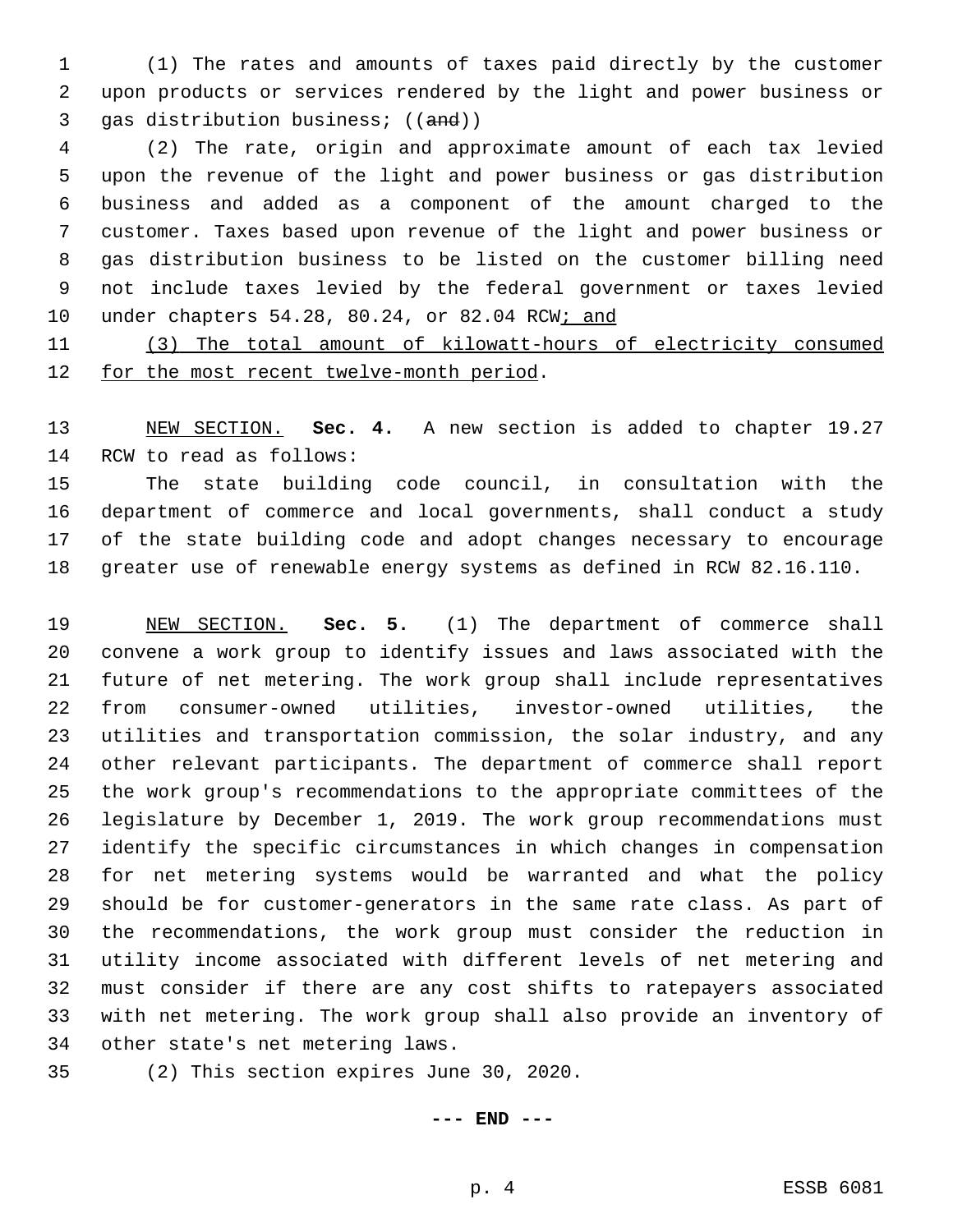(1) The rates and amounts of taxes paid directly by the customer upon products or services rendered by the light and power business or gas distribution business; ((~~and~~))

(2) The rate, origin and approximate amount of each tax levied upon the revenue of the light and power business or gas distribution business and added as a component of the amount charged to the customer. Taxes based upon revenue of the light and power business or gas distribution business to be listed on the customer billing need not include taxes levied by the federal government or taxes levied under chapters 54.28, 80.24, or 82.04 RCW<u>; and</u>

<u>(3) The total amount of kilowatt-hours of electricity consumed for the most recent twelve-month period</u>.

<u>NEW SECTION.</u> **Sec. 4.** A new section is added to chapter 19.27 RCW to read as follows:

The state building code council, in consultation with the department of commerce and local governments, shall conduct a study of the state building code and adopt changes necessary to encourage greater use of renewable energy systems as defined in RCW 82.16.110.

<u>NEW SECTION.</u> **Sec. 5.** (1) The department of commerce shall convene a work group to identify issues and laws associated with the future of net metering. The work group shall include representatives from consumer-owned utilities, investor-owned utilities, the utilities and transportation commission, the solar industry, and any other relevant participants. The department of commerce shall report the work group's recommendations to the appropriate committees of the legislature by December 1, 2019. The work group recommendations must identify the specific circumstances in which changes in compensation for net metering systems would be warranted and what the policy should be for customer-generators in the same rate class. As part of the recommendations, the work group must consider the reduction in utility income associated with different levels of net metering and must consider if there are any cost shifts to ratepayers associated with net metering. The work group shall also provide an inventory of other state's net metering laws.

(2) This section expires June 30, 2020.

**--- END ---**